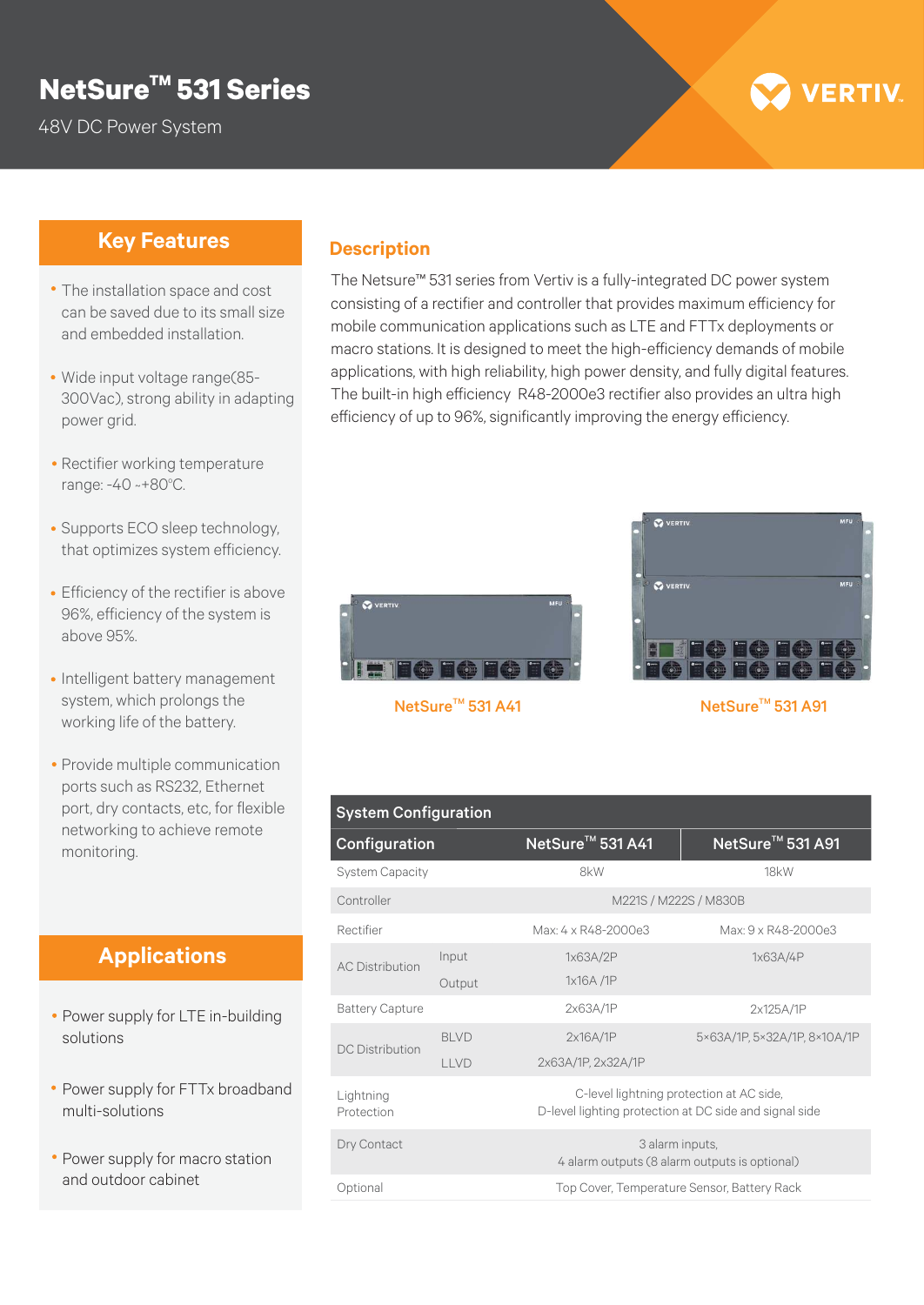# NetSure™ 531 Series

48V DC Power System

## Key Features

- The installation space and cost can be saved due to its small size and embedded installation.
- Wide input voltage range(85-300Vac), strong ability in adapting power grid.
- Rectifier working temperature range: -40 ~+80°C.
- Supports ECO sleep technology, that optimizes system efficiency.
- Efficiency of the rectifier is above 96%, efficiency of the system is above 95%.
- Intelligent battery management system, which prolongs the working life of the battery.
- Provide multiple communication ports such as RS232, Ethernet port, dry contacts, etc, for flexible networking to achieve remote monitoring.

## Applications

- Power supply for LTE in-building solutions
- Power supply for FTTx broadband multi-solutions
- Power supply for macro station and outdoor cabinet

## Description

The Netsure™ 531 series from Vertiv is a fully-integrated DC power system consisting of a rectifier and controller that provides maximum efficiency for mobile communication applications such as LTE and FTTx deployments or macro stations. It is designed to meet the high-efficiency demands of mobile applications, with high reliability, high power density, and fully digital features. The built-in high efficiency R48-2000e3 rectifier also provides an ultra high efficiency of up to 96%, significantly improving the energy efficiency.

NetSure™ 531 A41

NetSure™ 531 A91

### System Configuration

| Configuration | | NetSure™ 531 A41 | NetSure™ 531 A91 |
|---|---|---|---|
| System Capacity | | 8kW | 18kW |
| Controller | | M221S / M222S / M830B | |
| Rectifier | | Max: 4 x R48-2000e3 | Max: 9 x R48-2000e3 |
| AC Distribution | Input | 1x63A/2P | 1x63A/4P |
| | Output | 1x16A /1P | |
| Battery Capture | | 2x63A/1P | 2x125A/1P |
| DC Distribution | BLVD | 2x16A/1P | 5×63A/1P, 5×32A/1P, 8×10A/1P |
| | LLVD | 2x63A/1P, 2x32A/1P | |
| Lightning Protection | | C-level lightning protection at AC side, D-level lighting protection at DC side and signal side | |
| Dry Contact | | 3 alarm inputs, 4 alarm outputs (8 alarm outputs is optional) | |
| Optional | | Top Cover, Temperature Sensor, Battery Rack | |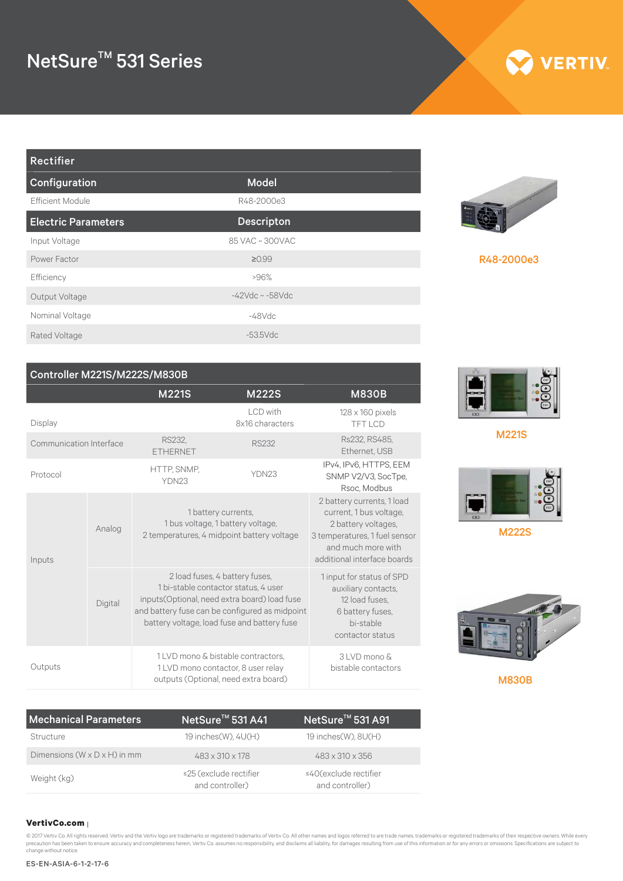# NetSure™ 531 Series

| Rectifier | |
|---|---|
| **Configuration** | **Model** |
| Efficient Module | R48-2000e3 |
| **Electric Parameters** | **Descripton** |
| Input Voltage | 85 VAC ~ 300VAC |
| Power Factor | ≥0.99 |
| Efficiency | >96% |
| Output Voltage | -42Vdc ~ -58Vdc |
| Nominal Voltage | -48Vdc |
| Rated Voltage | -53.5Vdc |

R48-2000e3

| Controller M221S/M222S/M830B | | M221S | M222S | M830B |
|---|---|---|---|---|
| Display | | | LCD with 8x16 characters | 128 x 160 pixels TFT LCD |
| Communication Interface | | RS232, ETHERNET | RS232 | Rs232, RS485, Ethernet, USB |
| Protocol | | HTTP, SNMP, YDN23 | YDN23 | IPv4, IPv6, HTTPS, EEM SNMP V2/V3, SocTpe, Rsoc, Modbus |
| Inputs | Analog | 1 battery currents, 1 bus voltage, 1 battery voltage, 2 temperatures, 4 midpoint battery voltage | | 2 battery currents, 1 load current, 1 bus voltage, 2 battery voltages, 3 temperatures, 1 fuel sensor and much more with additional interface boards |
| | Digital | 2 load fuses, 4 battery fuses, 1 bi-stable contactor status, 4 user inputs(Optional, need extra board) load fuse and battery fuse can be configured as midpoint battery voltage, load fuse and battery fuse | | 1 input for status of SPD auxiliary contacts, 12 load fuses, 6 battery fuses, bi-stable contactor status |
| Outputs | | 1 LVD mono & bistable contractors, 1 LVD mono contactor, 8 user relay outputs (Optional, need extra board) | | 3 LVD mono & bistable contactors |

M221S

M222S

M830B

| Mechanical Parameters | NetSure™ 531 A41 | NetSure™ 531 A91 |
|---|---|---|
| Structure | 19 inches(W), 4U(H) | 19 inches(W), 8U(H) |
| Dimensions (W x D x H) in mm | 483 x 310 x 178 | 483 x 310 x 356 |
| Weight (kg) | ≤25 (exclude rectifier and controller) | ≤40(exclude rectifier and controller) |

**VertivCo.com** |

© 2017 Vertiv Co. All rights reserved. Vertiv and the Vertiv logo are trademarks or registered trademarks of Vertiv Co. All other names and logos referred to are trade names, trademarks or registered trademarks of their respective owners. While every precaution has been taken to ensure accuracy and completeness herein, Vertiv Co. assumes no responsibility, and disclaims all liability, for damages resulting from use of this information or for any errors or omissions. Specifications are subject to change without notice.

ES-EN-ASIA-6-1-2-17-6